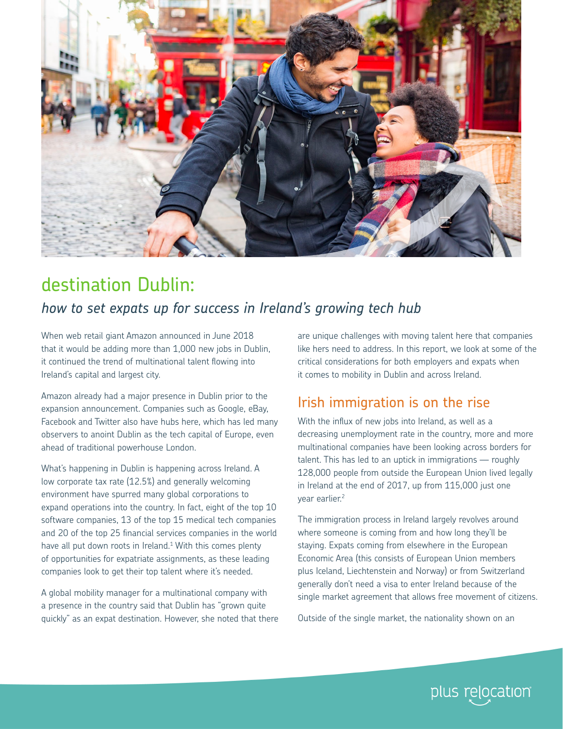# destination Dublin:

## *how to set expats up for success in Ireland's growing tech hub*

When web retail giant Amazon announced in June 2018 that it would be adding more than 1,000 new jobs in Dublin, it continued the trend of multinational talent flowing into Ireland's capital and largest city.

Amazon already had a major presence in Dublin prior to the expansion announcement. Companies such as Google, eBay, Facebook and Twitter also have hubs here, which has led many observers to anoint Dublin as the tech capital of Europe, even ahead of traditional powerhouse London.

What's happening in Dublin is happening across Ireland. A low corporate tax rate (12.5%) and generally welcoming environment have spurred many global corporations to expand operations into the country. In fact, eight of the top 10 software companies, 13 of the top 15 medical tech companies and 20 of the top 25 financial services companies in the world have all put down roots in Ireland.[1] With this comes plenty of opportunities for expatriate assignments, as these leading companies look to get their top talent where it's needed.

A global mobility manager for a multinational company with a presence in the country said that Dublin has "grown quite quickly" as an expat destination. However, she noted that there are unique challenges with moving talent here that companies like hers need to address. In this report, we look at some of the critical considerations for both employers and expats when it comes to mobility in Dublin and across Ireland.

## Irish immigration is on the rise

With the influx of new jobs into Ireland, as well as a decreasing unemployment rate in the country, more and more multinational companies have been looking across borders for talent. This has led to an uptick in immigrations — roughly 128,000 people from outside the European Union lived legally in Ireland at the end of 2017, up from 115,000 just one year earlier.[2]

The immigration process in Ireland largely revolves around where someone is coming from and how long they'll be staying. Expats coming from elsewhere in the European Economic Area (this consists of European Union members plus Iceland, Liechtenstein and Norway) or from Switzerland generally don't need a visa to enter Ireland because of the single market agreement that allows free movement of citizens.

Outside of the single market, the nationality shown on an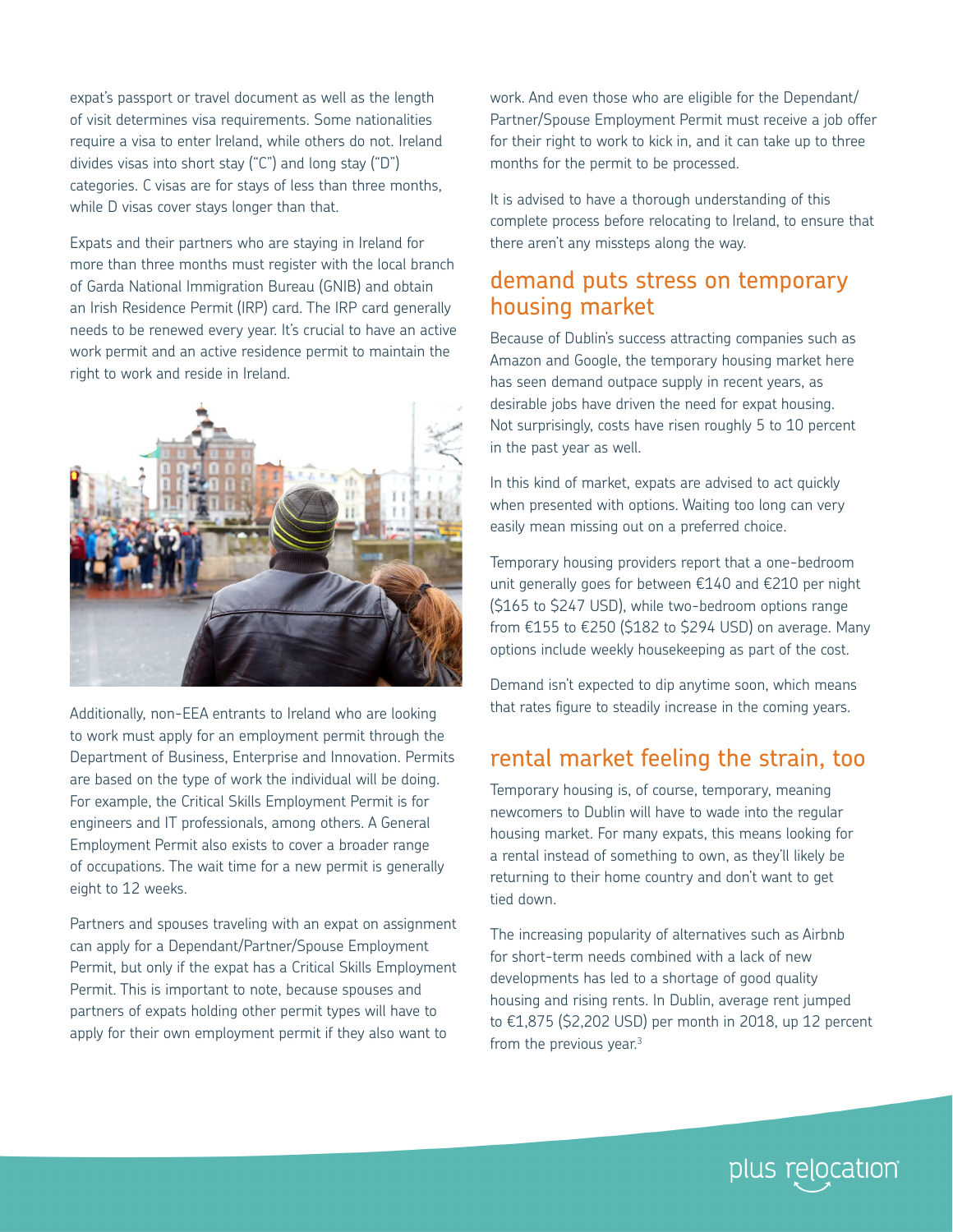expat's passport or travel document as well as the length of visit determines visa requirements. Some nationalities require a visa to enter Ireland, while others do not. Ireland divides visas into short stay ("C") and long stay ("D") categories. C visas are for stays of less than three months, while D visas cover stays longer than that.

Expats and their partners who are staying in Ireland for more than three months must register with the local branch of Garda National Immigration Bureau (GNIB) and obtain an Irish Residence Permit (IRP) card. The IRP card generally needs to be renewed every year. It's crucial to have an active work permit and an active residence permit to maintain the right to work and reside in Ireland.

Additionally, non-EEA entrants to Ireland who are looking to work must apply for an employment permit through the Department of Business, Enterprise and Innovation. Permits are based on the type of work the individual will be doing. For example, the Critical Skills Employment Permit is for engineers and IT professionals, among others. A General Employment Permit also exists to cover a broader range of occupations. The wait time for a new permit is generally eight to 12 weeks.

Partners and spouses traveling with an expat on assignment can apply for a Dependant/Partner/Spouse Employment Permit, but only if the expat has a Critical Skills Employment Permit. This is important to note, because spouses and partners of expats holding other permit types will have to apply for their own employment permit if they also want to work. And even those who are eligible for the Dependant/Partner/Spouse Employment Permit must receive a job offer for their right to work to kick in, and it can take up to three months for the permit to be processed.

It is advised to have a thorough understanding of this complete process before relocating to Ireland, to ensure that there aren't any missteps along the way.

## demand puts stress on temporary housing market

Because of Dublin's success attracting companies such as Amazon and Google, the temporary housing market here has seen demand outpace supply in recent years, as desirable jobs have driven the need for expat housing. Not surprisingly, costs have risen roughly 5 to 10 percent in the past year as well.

In this kind of market, expats are advised to act quickly when presented with options. Waiting too long can very easily mean missing out on a preferred choice.

Temporary housing providers report that a one-bedroom unit generally goes for between €140 and €210 per night ($165 to $247 USD), while two-bedroom options range from €155 to €250 ($182 to $294 USD) on average. Many options include weekly housekeeping as part of the cost.

Demand isn't expected to dip anytime soon, which means that rates figure to steadily increase in the coming years.

## rental market feeling the strain, too

Temporary housing is, of course, temporary, meaning newcomers to Dublin will have to wade into the regular housing market. For many expats, this means looking for a rental instead of something to own, as they'll likely be returning to their home country and don't want to get tied down.

The increasing popularity of alternatives such as Airbnb for short-term needs combined with a lack of new developments has led to a shortage of good quality housing and rising rents. In Dublin, average rent jumped to €1,875 ($2,202 USD) per month in 2018, up 12 percent from the previous year.[3]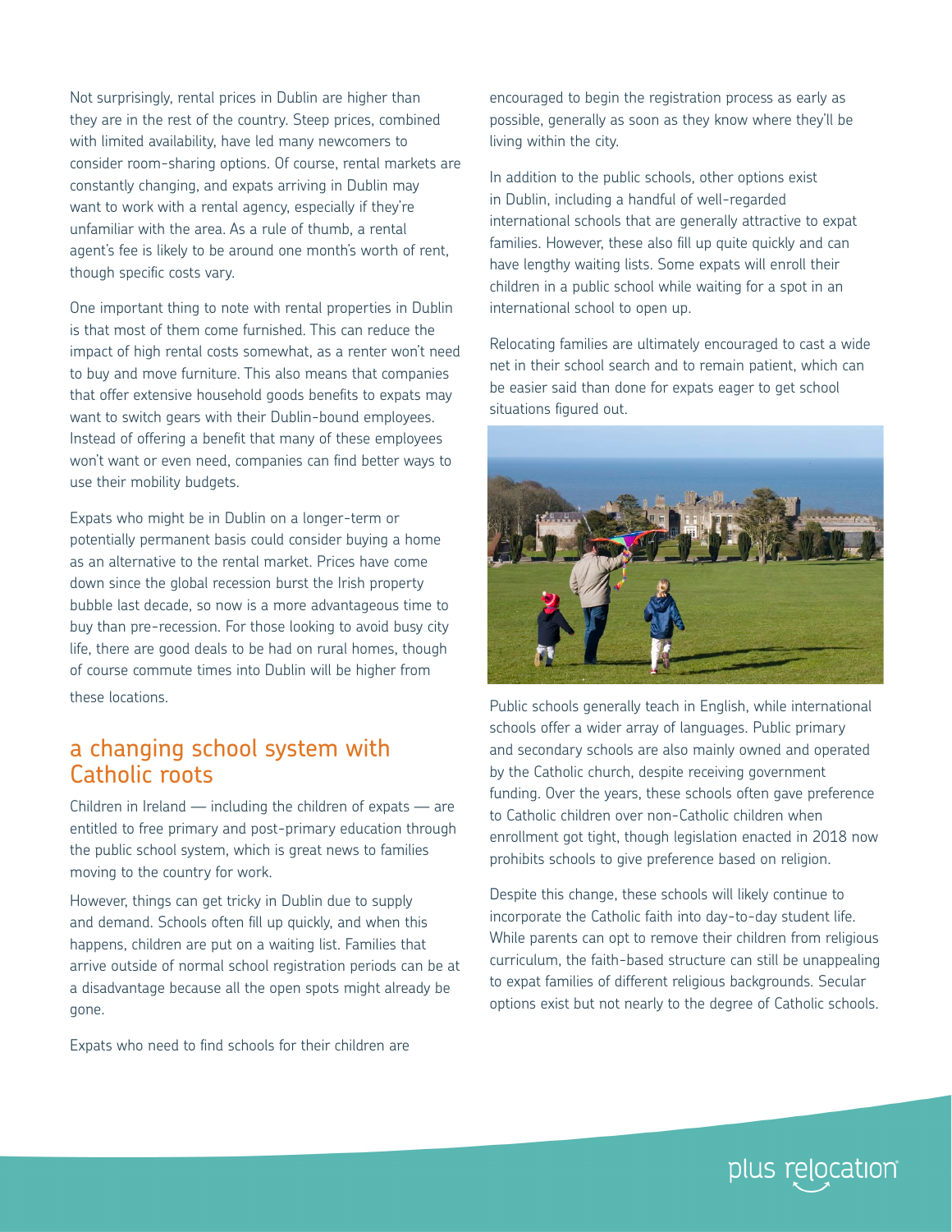Not surprisingly, rental prices in Dublin are higher than they are in the rest of the country. Steep prices, combined with limited availability, have led many newcomers to consider room-sharing options. Of course, rental markets are constantly changing, and expats arriving in Dublin may want to work with a rental agency, especially if they're unfamiliar with the area. As a rule of thumb, a rental agent's fee is likely to be around one month's worth of rent, though specific costs vary.

One important thing to note with rental properties in Dublin is that most of them come furnished. This can reduce the impact of high rental costs somewhat, as a renter won't need to buy and move furniture. This also means that companies that offer extensive household goods benefits to expats may want to switch gears with their Dublin-bound employees. Instead of offering a benefit that many of these employees won't want or even need, companies can find better ways to use their mobility budgets.

Expats who might be in Dublin on a longer-term or potentially permanent basis could consider buying a home as an alternative to the rental market. Prices have come down since the global recession burst the Irish property bubble last decade, so now is a more advantageous time to buy than pre-recession. For those looking to avoid busy city life, there are good deals to be had on rural homes, though of course commute times into Dublin will be higher from these locations.

## a changing school system with Catholic roots

Children in Ireland — including the children of expats — are entitled to free primary and post-primary education through the public school system, which is great news to families moving to the country for work.

However, things can get tricky in Dublin due to supply and demand. Schools often fill up quickly, and when this happens, children are put on a waiting list. Families that arrive outside of normal school registration periods can be at a disadvantage because all the open spots might already be gone.

Expats who need to find schools for their children are encouraged to begin the registration process as early as possible, generally as soon as they know where they'll be living within the city.

In addition to the public schools, other options exist in Dublin, including a handful of well-regarded international schools that are generally attractive to expat families. However, these also fill up quite quickly and can have lengthy waiting lists. Some expats will enroll their children in a public school while waiting for a spot in an international school to open up.

Relocating families are ultimately encouraged to cast a wide net in their school search and to remain patient, which can be easier said than done for expats eager to get school situations figured out.

Public schools generally teach in English, while international schools offer a wider array of languages. Public primary and secondary schools are also mainly owned and operated by the Catholic church, despite receiving government funding. Over the years, these schools often gave preference to Catholic children over non-Catholic children when enrollment got tight, though legislation enacted in 2018 now prohibits schools to give preference based on religion.

Despite this change, these schools will likely continue to incorporate the Catholic faith into day-to-day student life. While parents can opt to remove their children from religious curriculum, the faith-based structure can still be unappealing to expat families of different religious backgrounds. Secular options exist but not nearly to the degree of Catholic schools.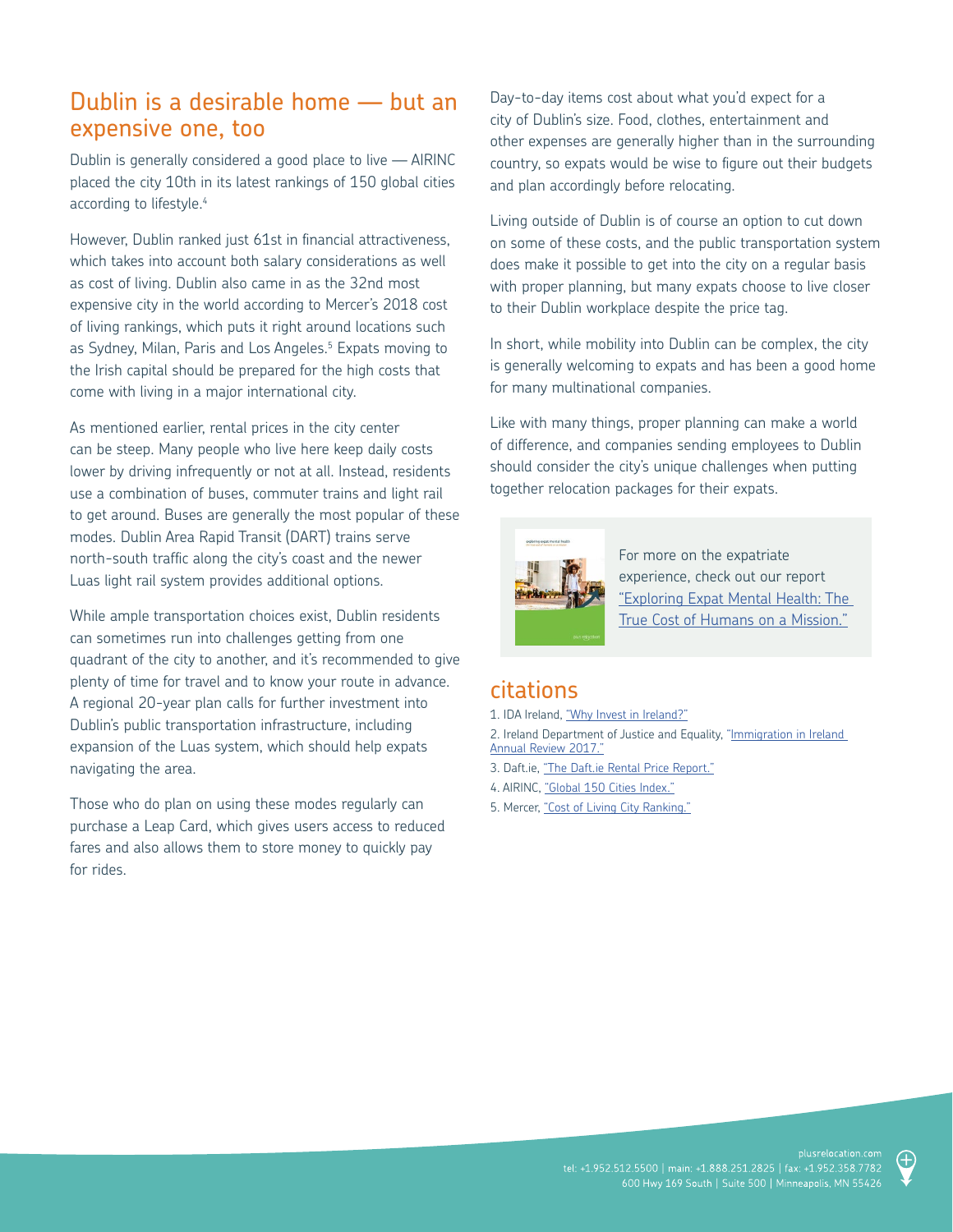## Dublin is a desirable home — but an expensive one, too

Dublin is generally considered a good place to live — AIRINC placed the city 10th in its latest rankings of 150 global cities according to lifestyle.[4]

However, Dublin ranked just 61st in financial attractiveness, which takes into account both salary considerations as well as cost of living. Dublin also came in as the 32nd most expensive city in the world according to Mercer's 2018 cost of living rankings, which puts it right around locations such as Sydney, Milan, Paris and Los Angeles.[5] Expats moving to the Irish capital should be prepared for the high costs that come with living in a major international city.

As mentioned earlier, rental prices in the city center can be steep. Many people who live here keep daily costs lower by driving infrequently or not at all. Instead, residents use a combination of buses, commuter trains and light rail to get around. Buses are generally the most popular of these modes. Dublin Area Rapid Transit (DART) trains serve north-south traffic along the city's coast and the newer Luas light rail system provides additional options.

While ample transportation choices exist, Dublin residents can sometimes run into challenges getting from one quadrant of the city to another, and it's recommended to give plenty of time for travel and to know your route in advance. A regional 20-year plan calls for further investment into Dublin's public transportation infrastructure, including expansion of the Luas system, which should help expats navigating the area.

Those who do plan on using these modes regularly can purchase a Leap Card, which gives users access to reduced fares and also allows them to store money to quickly pay for rides.

Day-to-day items cost about what you'd expect for a city of Dublin's size. Food, clothes, entertainment and other expenses are generally higher than in the surrounding country, so expats would be wise to figure out their budgets and plan accordingly before relocating.

Living outside of Dublin is of course an option to cut down on some of these costs, and the public transportation system does make it possible to get into the city on a regular basis with proper planning, but many expats choose to live closer to their Dublin workplace despite the price tag.

In short, while mobility into Dublin can be complex, the city is generally welcoming to expats and has been a good home for many multinational companies.

Like with many things, proper planning can make a world of difference, and companies sending employees to Dublin should consider the city's unique challenges when putting together relocation packages for their expats.

For more on the expatriate experience, check out our report "Exploring Expat Mental Health: The True Cost of Humans on a Mission."

## citations

1. IDA Ireland, "Why Invest in Ireland?"
2. Ireland Department of Justice and Equality, "Immigration in Ireland Annual Review 2017."
3. Daft.ie, "The Daft.ie Rental Price Report."
4. AIRINC, "Global 150 Cities Index."
5. Mercer, "Cost of Living City Ranking."